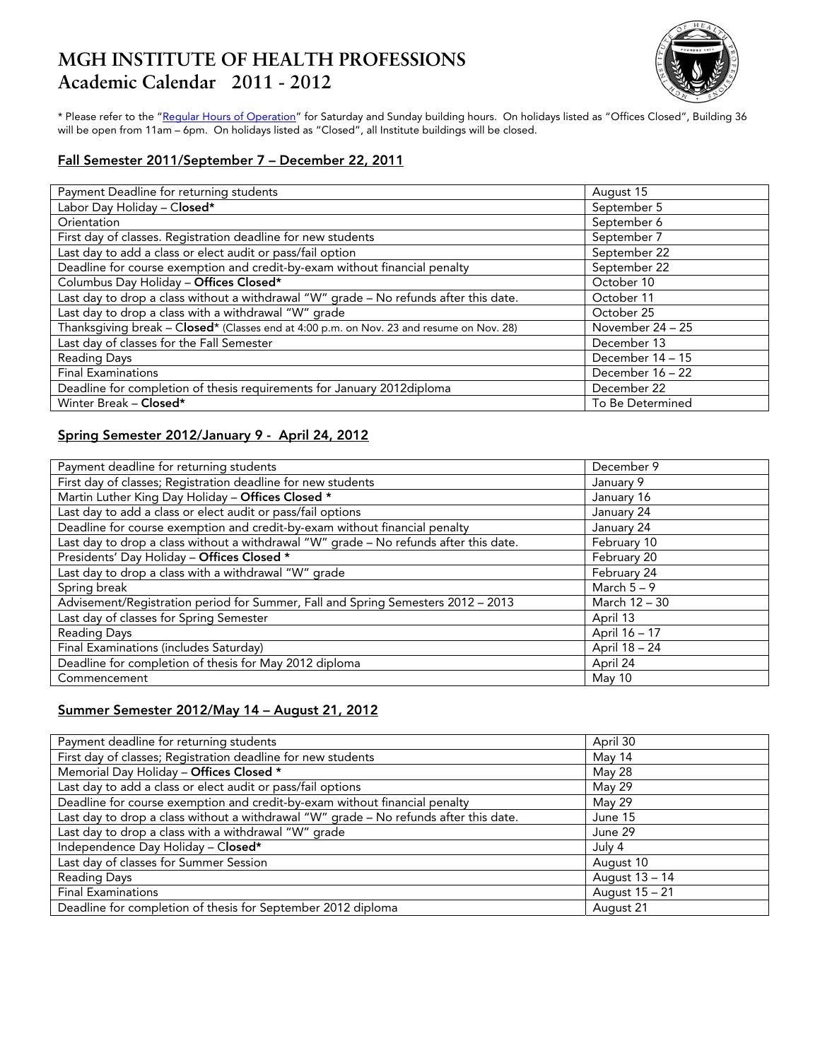# MGH INSTITUTE OF HEALTH PROFESSIONS
## Academic Calendar 2011 - 2012

* Please refer to the "Regular Hours of Operation" for Saturday and Sunday building hours. On holidays listed as "Offices Closed", Building 36 will be open from 11am – 6pm. On holidays listed as "Closed", all Institute buildings will be closed.

### Fall Semester 2011/September 7 – December 22, 2011

| | |
|---|---|
| Payment Deadline for returning students | August 15 |
| Labor Day Holiday – C**losed*** | September 5 |
| Orientation | September 6 |
| First day of classes. Registration deadline for new students | September 7 |
| Last day to add a class or elect audit or pass/fail option | September 22 |
| Deadline for course exemption and credit-by-exam without financial penalty | September 22 |
| Columbus Day Holiday – **Offices Closed*** | October 10 |
| Last day to drop a class without a withdrawal "W" grade – No refunds after this date. | October 11 |
| Last day to drop a class with a withdrawal "W" grade | October 25 |
| Thanksgiving break – C**losed*** (Classes end at 4:00 p.m. on Nov. 23 and resume on Nov. 28) | November 24 – 25 |
| Last day of classes for the Fall Semester | December 13 |
| Reading Days | December 14 – 15 |
| Final Examinations | December 16 – 22 |
| Deadline for completion of thesis requirements for January 2012diploma | December 22 |
| Winter Break – **Closed*** | To Be Determined |

### Spring Semester 2012/January 9 - April 24, 2012

| | |
|---|---|
| Payment deadline for returning students | December 9 |
| First day of classes; Registration deadline for new students | January 9 |
| Martin Luther King Day Holiday – **Offices Closed *** | January 16 |
| Last day to add a class or elect audit or pass/fail options | January 24 |
| Deadline for course exemption and credit-by-exam without financial penalty | January 24 |
| Last day to drop a class without a withdrawal "W" grade – No refunds after this date. | February 10 |
| Presidents' Day Holiday – **Offices Closed *** | February 20 |
| Last day to drop a class with a withdrawal "W" grade | February 24 |
| Spring break | March 5 – 9 |
| Advisement/Registration period for Summer, Fall and Spring Semesters 2012 – 2013 | March 12 – 30 |
| Last day of classes for Spring Semester | April 13 |
| Reading Days | April 16 – 17 |
| Final Examinations (includes Saturday) | April 18 – 24 |
| Deadline for completion of thesis for May 2012 diploma | April 24 |
| Commencement | May 10 |

### Summer Semester 2012/May 14 – August 21, 2012

| | |
|---|---|
| Payment deadline for returning students | April 30 |
| First day of classes; Registration deadline for new students | May 14 |
| Memorial Day Holiday – **Offices Closed *** | May 28 |
| Last day to add a class or elect audit or pass/fail options | May 29 |
| Deadline for course exemption and credit-by-exam without financial penalty | May 29 |
| Last day to drop a class without a withdrawal "W" grade – No refunds after this date. | June 15 |
| Last day to drop a class with a withdrawal "W" grade | June 29 |
| Independence Day Holiday – **Closed*** | July 4 |
| Last day of classes for Summer Session | August 10 |
| Reading Days | August 13 – 14 |
| Final Examinations | August 15 – 21 |
| Deadline for completion of thesis for September 2012 diploma | August 21 |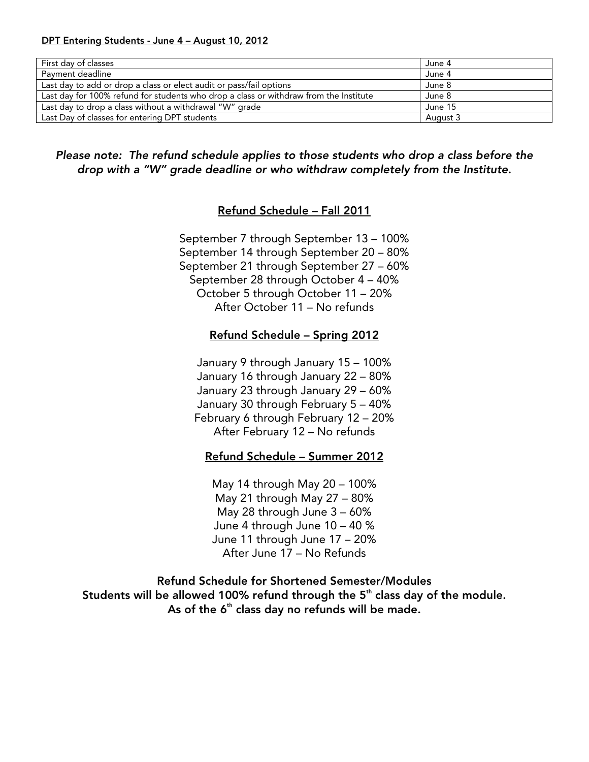**DPT Entering Students - June 4 – August 10, 2012**

| | |
|---|---|
| First day of classes | June 4 |
| Payment deadline | June 4 |
| Last day to add or drop a class or elect audit or pass/fail options | June 8 |
| Last day for 100% refund for students who drop a class or withdraw from the Institute | June 8 |
| Last day to drop a class without a withdrawal "W" grade | June 15 |
| Last Day of classes for entering DPT students | August 3 |

***Please note: The refund schedule applies to those students who drop a class before the drop with a "W" grade deadline or who withdraw completely from the Institute.***

## Refund Schedule – Fall 2011

September 7 through September 13 – 100%
September 14 through September 20 – 80%
September 21 through September 27 – 60%
September 28 through October 4 – 40%
October 5 through October 11 – 20%
After October 11 – No refunds

## Refund Schedule – Spring 2012

January 9 through January 15 – 100%
January 16 through January 22 – 80%
January 23 through January 29 – 60%
January 30 through February 5 – 40%
February 6 through February 12 – 20%
After February 12 – No refunds

## Refund Schedule – Summer 2012

May 14 through May 20 – 100%
May 21 through May 27 – 80%
May 28 through June 3 – 60%
June 4 through June 10 – 40 %
June 11 through June 17 – 20%
After June 17 – No Refunds

## Refund Schedule for Shortened Semester/Modules

**Students will be allowed 100% refund through the 5th class day of the module.**
**As of the 6th class day no refunds will be made.**